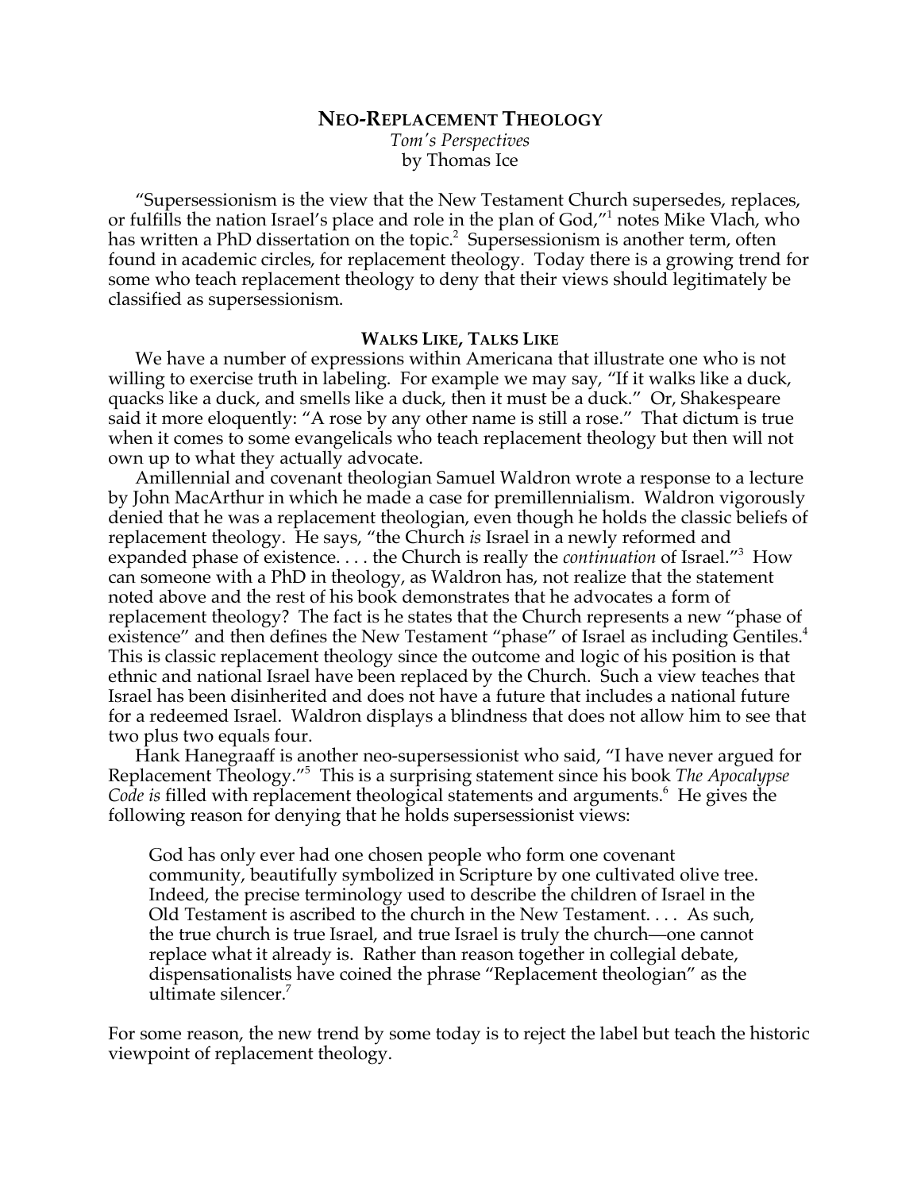# NEO-REPLACEMENT THEOLOGY

*Tom's Perspectives*
by Thomas Ice

"Supersessionism is the view that the New Testament Church supersedes, replaces, or fulfills the nation Israel's place and role in the plan of God,"[1] notes Mike Vlach, who has written a PhD dissertation on the topic.[2] Supersessionism is another term, often found in academic circles, for replacement theology. Today there is a growing trend for some who teach replacement theology to deny that their views should legitimately be classified as supersessionism.

## WALKS LIKE, TALKS LIKE

We have a number of expressions within Americana that illustrate one who is not willing to exercise truth in labeling. For example we may say, "If it walks like a duck, quacks like a duck, and smells like a duck, then it must be a duck." Or, Shakespeare said it more eloquently: "A rose by any other name is still a rose." That dictum is true when it comes to some evangelicals who teach replacement theology but then will not own up to what they actually advocate.

Amillennial and covenant theologian Samuel Waldron wrote a response to a lecture by John MacArthur in which he made a case for premillennialism. Waldron vigorously denied that he was a replacement theologian, even though he holds the classic beliefs of replacement theology. He says, "the Church *is* Israel in a newly reformed and expanded phase of existence. . . . the Church is really the *continuation* of Israel."[3] How can someone with a PhD in theology, as Waldron has, not realize that the statement noted above and the rest of his book demonstrates that he advocates a form of replacement theology? The fact is he states that the Church represents a new "phase of existence" and then defines the New Testament "phase" of Israel as including Gentiles.[4] This is classic replacement theology since the outcome and logic of his position is that ethnic and national Israel have been replaced by the Church. Such a view teaches that Israel has been disinherited and does not have a future that includes a national future for a redeemed Israel. Waldron displays a blindness that does not allow him to see that two plus two equals four.

Hank Hanegraaff is another neo-supersessionist who said, "I have never argued for Replacement Theology."[5] This is a surprising statement since his book *The Apocalypse Code is* filled with replacement theological statements and arguments.[6] He gives the following reason for denying that he holds supersessionist views:

> God has only ever had one chosen people who form one covenant community, beautifully symbolized in Scripture by one cultivated olive tree. Indeed, the precise terminology used to describe the children of Israel in the Old Testament is ascribed to the church in the New Testament. . . . As such, the true church is true Israel, and true Israel is truly the church—one cannot replace what it already is. Rather than reason together in collegial debate, dispensationalists have coined the phrase "Replacement theologian" as the ultimate silencer.[7]

For some reason, the new trend by some today is to reject the label but teach the historic viewpoint of replacement theology.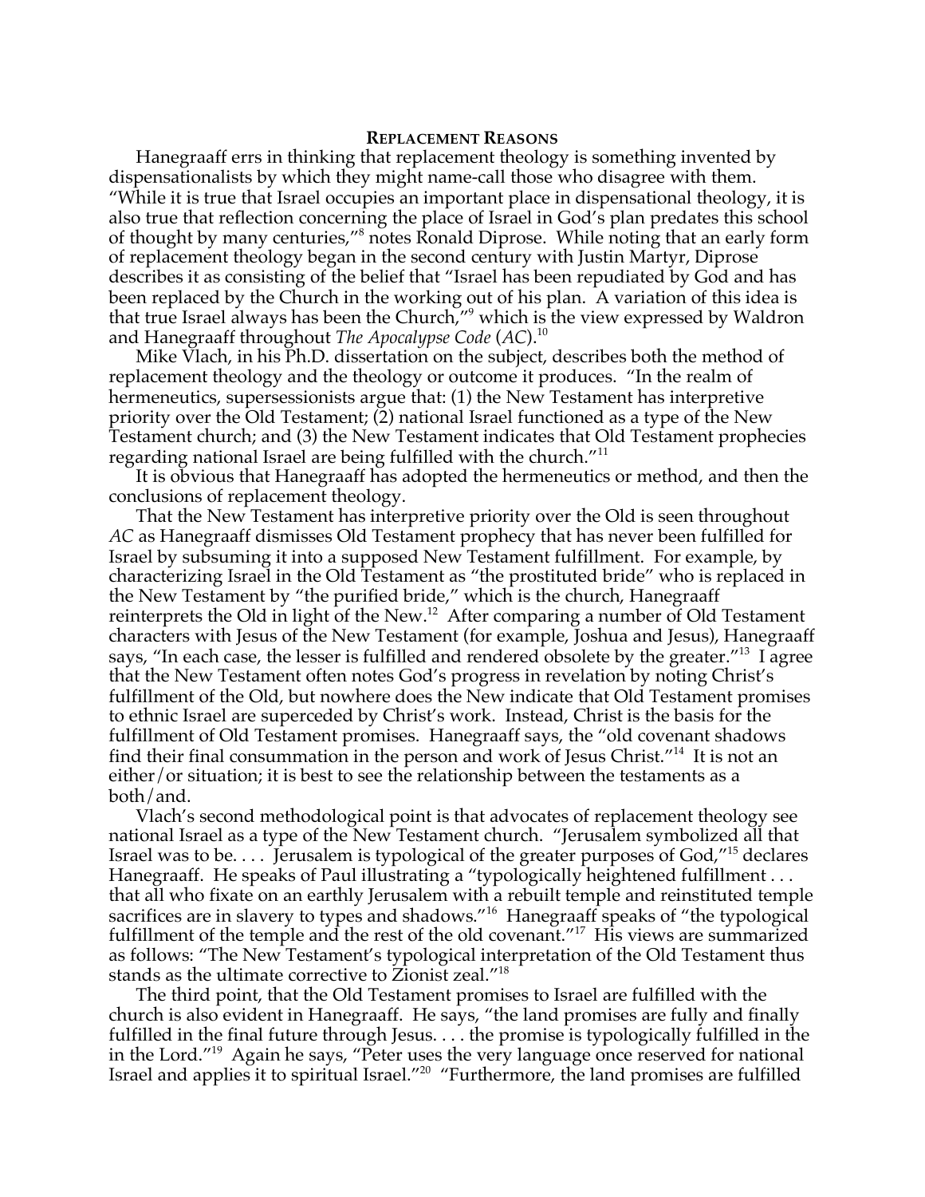**Replacement Reasons**

Hanegraaff errs in thinking that replacement theology is something invented by dispensationalists by which they might name-call those who disagree with them. "While it is true that Israel occupies an important place in dispensational theology, it is also true that reflection concerning the place of Israel in God's plan predates this school of thought by many centuries,"[8] notes Ronald Diprose. While noting that an early form of replacement theology began in the second century with Justin Martyr, Diprose describes it as consisting of the belief that "Israel has been repudiated by God and has been replaced by the Church in the working out of his plan. A variation of this idea is that true Israel always has been the Church,"[9] which is the view expressed by Waldron and Hanegraaff throughout *The Apocalypse Code* (*AC*).[10]

Mike Vlach, in his Ph.D. dissertation on the subject, describes both the method of replacement theology and the theology or outcome it produces. "In the realm of hermeneutics, supersessionists argue that: (1) the New Testament has interpretive priority over the Old Testament; (2) national Israel functioned as a type of the New Testament church; and (3) the New Testament indicates that Old Testament prophecies regarding national Israel are being fulfilled with the church."[11]

It is obvious that Hanegraaff has adopted the hermeneutics or method, and then the conclusions of replacement theology.

That the New Testament has interpretive priority over the Old is seen throughout *AC* as Hanegraaff dismisses Old Testament prophecy that has never been fulfilled for Israel by subsuming it into a supposed New Testament fulfillment. For example, by characterizing Israel in the Old Testament as "the prostituted bride" who is replaced in the New Testament by "the purified bride," which is the church, Hanegraaff reinterprets the Old in light of the New.[12] After comparing a number of Old Testament characters with Jesus of the New Testament (for example, Joshua and Jesus), Hanegraaff says, "In each case, the lesser is fulfilled and rendered obsolete by the greater."[13] I agree that the New Testament often notes God's progress in revelation by noting Christ's fulfillment of the Old, but nowhere does the New indicate that Old Testament promises to ethnic Israel are superceded by Christ's work. Instead, Christ is the basis for the fulfillment of Old Testament promises. Hanegraaff says, the "old covenant shadows find their final consummation in the person and work of Jesus Christ."[14] It is not an either/or situation; it is best to see the relationship between the testaments as a both/and.

Vlach's second methodological point is that advocates of replacement theology see national Israel as a type of the New Testament church. "Jerusalem symbolized all that Israel was to be. . . . Jerusalem is typological of the greater purposes of God,"[15] declares Hanegraaff. He speaks of Paul illustrating a "typologically heightened fulfillment . . . that all who fixate on an earthly Jerusalem with a rebuilt temple and reinstituted temple sacrifices are in slavery to types and shadows."[16] Hanegraaff speaks of "the typological fulfillment of the temple and the rest of the old covenant."[17] His views are summarized as follows: "The New Testament's typological interpretation of the Old Testament thus stands as the ultimate corrective to Zionist zeal."[18]

The third point, that the Old Testament promises to Israel are fulfilled with the church is also evident in Hanegraaff. He says, "the land promises are fully and finally fulfilled in the final future through Jesus. . . . the promise is typologically fulfilled in the in the Lord."[19] Again he says, "Peter uses the very language once reserved for national Israel and applies it to spiritual Israel."[20] "Furthermore, the land promises are fulfilled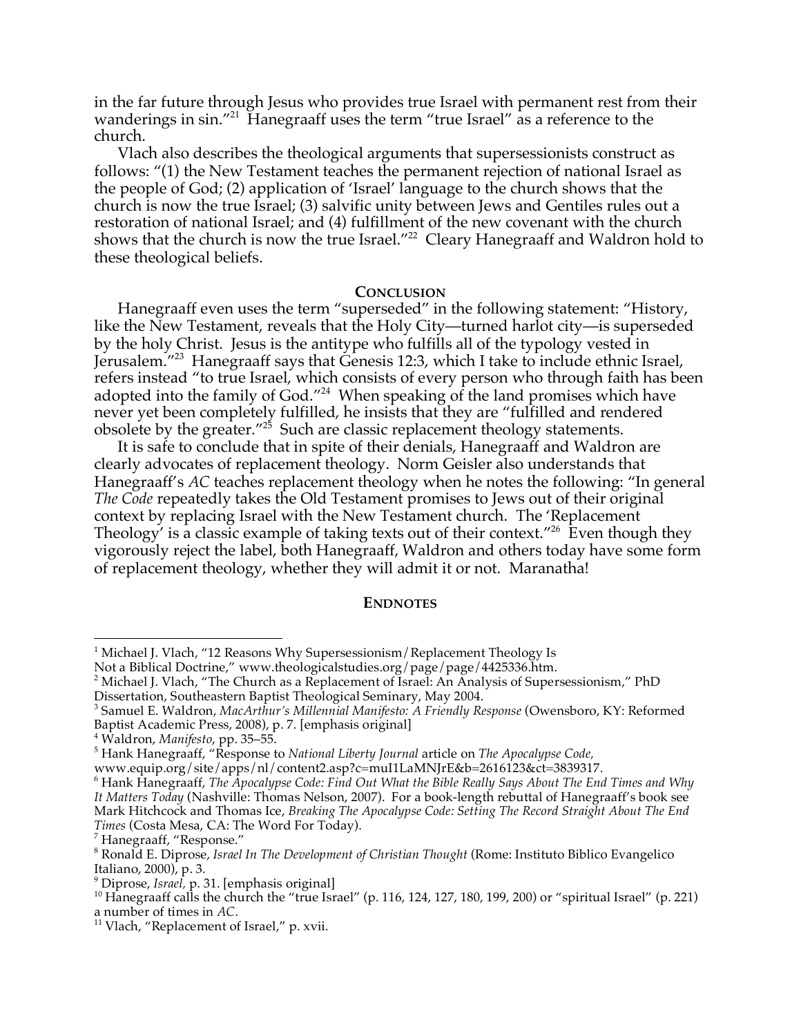in the far future through Jesus who provides true Israel with permanent rest from their wanderings in sin."[21] Hanegraaff uses the term "true Israel" as a reference to the church.

Vlach also describes the theological arguments that supersessionists construct as follows: "(1) the New Testament teaches the permanent rejection of national Israel as the people of God; (2) application of 'Israel' language to the church shows that the church is now the true Israel; (3) salvific unity between Jews and Gentiles rules out a restoration of national Israel; and (4) fulfillment of the new covenant with the church shows that the church is now the true Israel."[22] Cleary Hanegraaff and Waldron hold to these theological beliefs.

## CONCLUSION

Hanegraaff even uses the term "superseded" in the following statement: "History, like the New Testament, reveals that the Holy City—turned harlot city—is superseded by the holy Christ. Jesus is the antitype who fulfills all of the typology vested in Jerusalem."[23] Hanegraaff says that Genesis 12:3, which I take to include ethnic Israel, refers instead "to true Israel, which consists of every person who through faith has been adopted into the family of God."[24] When speaking of the land promises which have never yet been completely fulfilled, he insists that they are "fulfilled and rendered obsolete by the greater."[25] Such are classic replacement theology statements.

It is safe to conclude that in spite of their denials, Hanegraaff and Waldron are clearly advocates of replacement theology. Norm Geisler also understands that Hanegraaff's *AC* teaches replacement theology when he notes the following: "In general *The Code* repeatedly takes the Old Testament promises to Jews out of their original context by replacing Israel with the New Testament church. The 'Replacement Theology' is a classic example of taking texts out of their context."[26] Even though they vigorously reject the label, both Hanegraaff, Waldron and others today have some form of replacement theology, whether they will admit it or not. Maranatha!

## ENDNOTES

[1] Michael J. Vlach, "12 Reasons Why Supersessionism/Replacement Theology Is Not a Biblical Doctrine," www.theologicalstudies.org/page/page/4425336.htm.

[2] Michael J. Vlach, "The Church as a Replacement of Israel: An Analysis of Supersessionism," PhD Dissertation, Southeastern Baptist Theological Seminary, May 2004.

[3] Samuel E. Waldron, *MacArthur's Millennial Manifesto: A Friendly Response* (Owensboro, KY: Reformed Baptist Academic Press, 2008), p. 7. [emphasis original]

[4] Waldron, *Manifesto*, pp. 35–55.

[5] Hank Hanegraaff, "Response to *National Liberty Journal* article on *The Apocalypse Code*, www.equip.org/site/apps/nl/content2.asp?c=muI1LaMNJrE&b=2616123&ct=3839317.

[6] Hank Hanegraaff, *The Apocalypse Code: Find Out What the Bible Really Says About The End Times and Why It Matters Today* (Nashville: Thomas Nelson, 2007). For a book-length rebuttal of Hanegraaff's book see Mark Hitchcock and Thomas Ice, *Breaking The Apocalypse Code: Setting The Record Straight About The End Times* (Costa Mesa, CA: The Word For Today).

[7] Hanegraaff, "Response."

[8] Ronald E. Diprose, *Israel In The Development of Christian Thought* (Rome: Instituto Biblico Evangelico Italiano, 2000), p. 3.

[9] Diprose, *Israel*, p. 31. [emphasis original]

[10] Hanegraaff calls the church the "true Israel" (p. 116, 124, 127, 180, 199, 200) or "spiritual Israel" (p. 221) a number of times in *AC*.

[11] Vlach, "Replacement of Israel," p. xvii.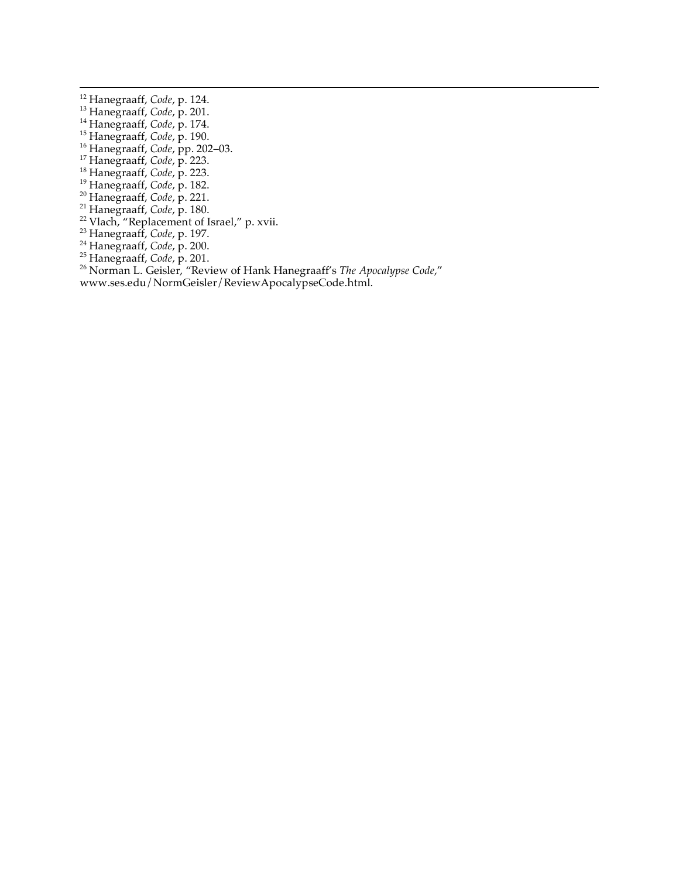[12] Hanegraaff, *Code*, p. 124.
[13] Hanegraaff, *Code*, p. 201.
[14] Hanegraaff, *Code*, p. 174.
[15] Hanegraaff, *Code*, p. 190.
[16] Hanegraaff, *Code*, pp. 202–03.
[17] Hanegraaff, *Code*, p. 223.
[18] Hanegraaff, *Code*, p. 223.
[19] Hanegraaff, *Code*, p. 182.
[20] Hanegraaff, *Code*, p. 221.
[21] Hanegraaff, *Code*, p. 180.
[22] Vlach, "Replacement of Israel," p. xvii.
[23] Hanegraaff, *Code*, p. 197.
[24] Hanegraaff, *Code*, p. 200.
[25] Hanegraaff, *Code*, p. 201.
[26] Norman L. Geisler, "Review of Hank Hanegraaff's *The Apocalypse Code*," www.ses.edu/NormGeisler/ReviewApocalypseCode.html.